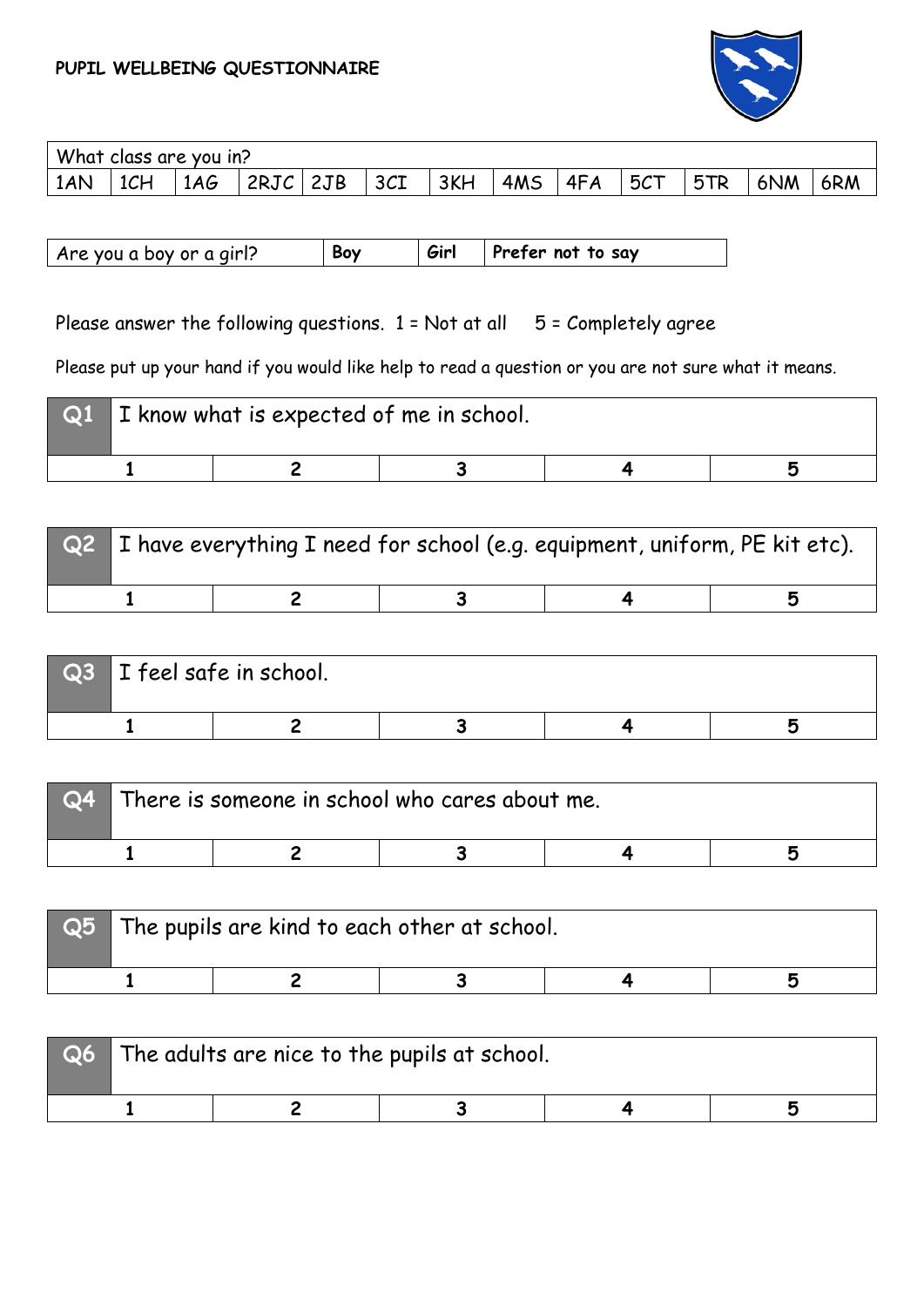# PUPIL WELLBEING QUESTIONNAIRE

| What class are you in? | | | | | | | | | | | | |
|---|---|---|---|---|---|---|---|---|---|---|---|---|
| 1AN | 1CH | 1AG | 2RJC | 2JB | 3CI | 3KH | 4MS | 4FA | 5CT | 5TR | 6NM | 6RM |

| Are you a boy or a girl? | **Boy** | **Girl** | **Prefer not to say** |
|---|---|---|---|

Please answer the following questions. 1 = Not at all 5 = Completely agree

Please put up your hand if you would like help to read a question or you are not sure what it means.

| **Q1** | I know what is expected of me in school. | | | |
|---|---|---|---|---|
| **1** | **2** | **3** | **4** | **5** |

| **Q2** | I have everything I need for school (e.g. equipment, uniform, PE kit etc). | | | |
|---|---|---|---|---|
| **1** | **2** | **3** | **4** | **5** |

| **Q3** | I feel safe in school. | | | |
|---|---|---|---|---|
| **1** | **2** | **3** | **4** | **5** |

| **Q4** | There is someone in school who cares about me. | | | |
|---|---|---|---|---|
| **1** | **2** | **3** | **4** | **5** |

| **Q5** | The pupils are kind to each other at school. | | | |
|---|---|---|---|---|
| **1** | **2** | **3** | **4** | **5** |

| **Q6** | The adults are nice to the pupils at school. | | | |
|---|---|---|---|---|
| **1** | **2** | **3** | **4** | **5** |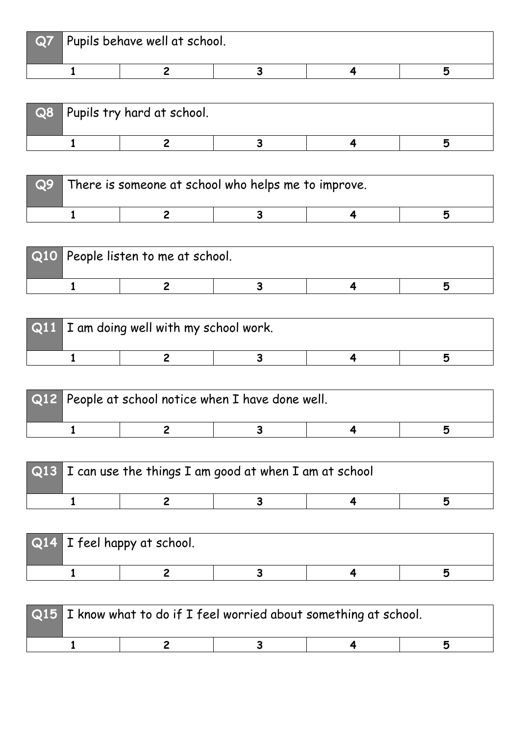| Q7 | Pupils behave well at school. | | | |
|---|---|---|---|---|
| 1 | 2 | 3 | 4 | 5 |

| Q8 | Pupils try hard at school. | | | |
|---|---|---|---|---|
| 1 | 2 | 3 | 4 | 5 |

| Q9 | There is someone at school who helps me to improve. | | | |
|---|---|---|---|---|
| 1 | 2 | 3 | 4 | 5 |

| Q10 | People listen to me at school. | | | |
|---|---|---|---|---|
| 1 | 2 | 3 | 4 | 5 |

| Q11 | I am doing well with my school work. | | | |
|---|---|---|---|---|
| 1 | 2 | 3 | 4 | 5 |

| Q12 | People at school notice when I have done well. | | | |
|---|---|---|---|---|
| 1 | 2 | 3 | 4 | 5 |

| Q13 | I can use the things I am good at when I am at school | | | |
|---|---|---|---|---|
| 1 | 2 | 3 | 4 | 5 |

| Q14 | I feel happy at school. | | | |
|---|---|---|---|---|
| 1 | 2 | 3 | 4 | 5 |

| Q15 | I know what to do if I feel worried about something at school. | | | |
|---|---|---|---|---|
| 1 | 2 | 3 | 4 | 5 |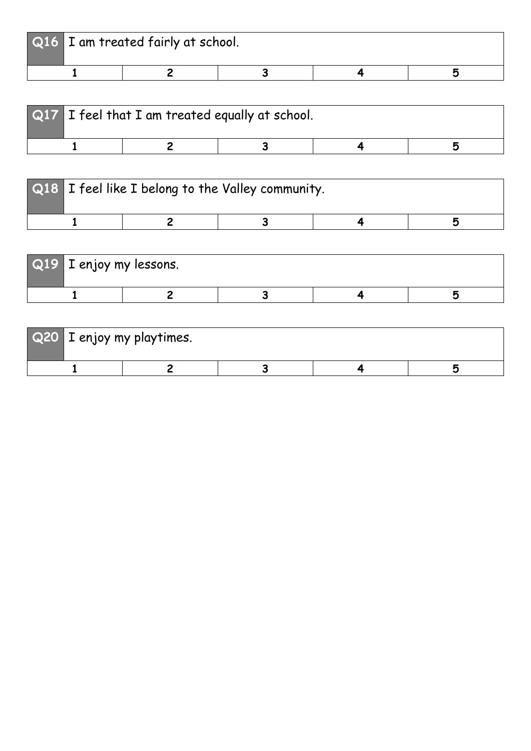| Q16 | I am treated fairly at school. | | | |
|---|---|---|---|---|
| 1 | 2 | 3 | 4 | 5 |

| Q17 | I feel that I am treated equally at school. | | | |
|---|---|---|---|---|
| 1 | 2 | 3 | 4 | 5 |

| Q18 | I feel like I belong to the Valley community. | | | |
|---|---|---|---|---|
| 1 | 2 | 3 | 4 | 5 |

| Q19 | I enjoy my lessons. | | | |
|---|---|---|---|---|
| 1 | 2 | 3 | 4 | 5 |

| Q20 | I enjoy my playtimes. | | | |
|---|---|---|---|---|
| 1 | 2 | 3 | 4 | 5 |